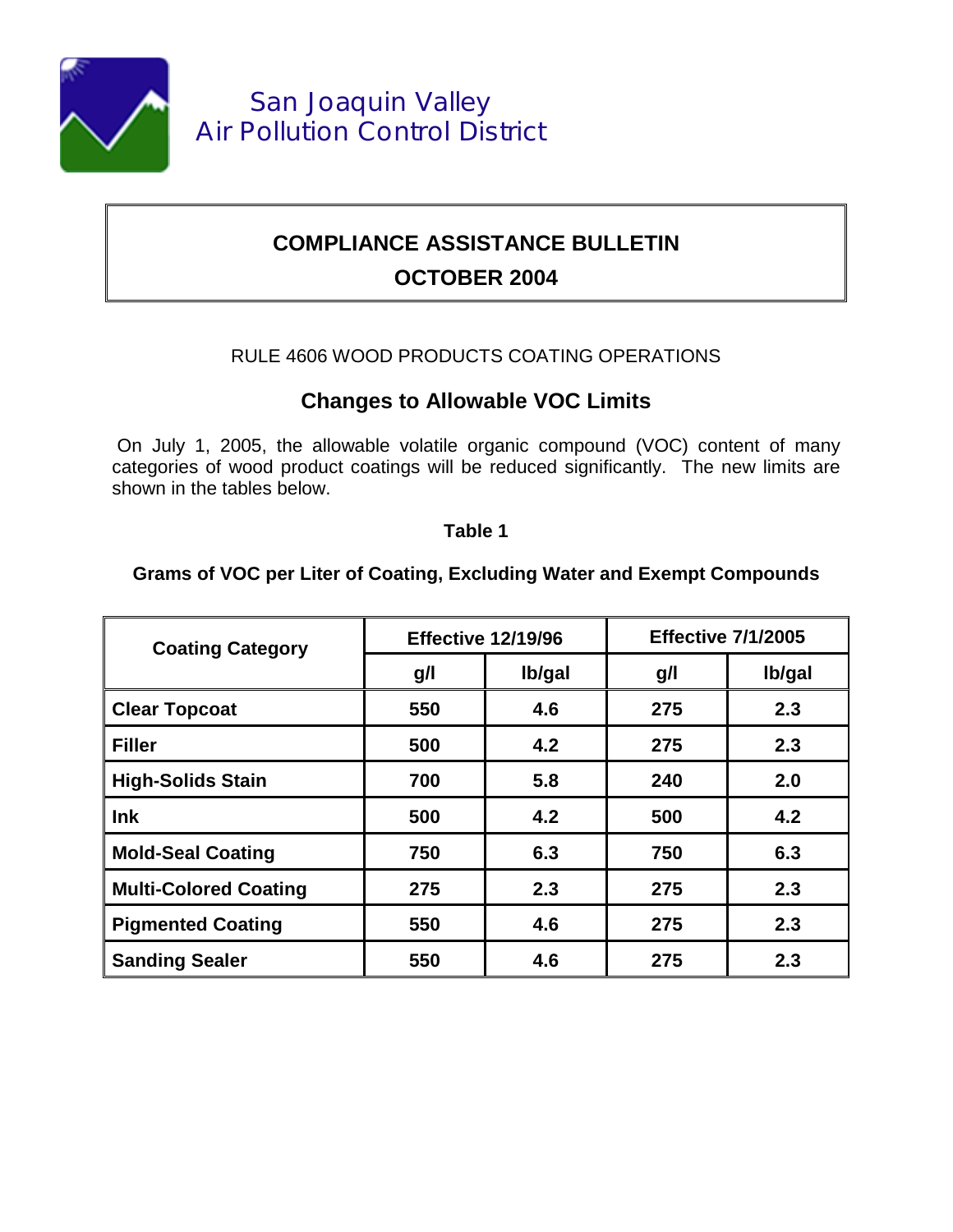# San Joaquin Valley Air Pollution Control District

## COMPLIANCE ASSISTANCE BULLETIN
## OCTOBER 2004

RULE 4606 WOOD PRODUCTS COATING OPERATIONS

### Changes to Allowable VOC Limits

On July 1, 2005, the allowable volatile organic compound (VOC) content of many categories of wood product coatings will be reduced significantly. The new limits are shown in the tables below.

**Table 1**

**Grams of VOC per Liter of Coating, Excluding Water and Exempt Compounds**

| Coating Category | Effective 12/19/96 | | Effective 7/1/2005 | |
|---|---|---|---|---|
| | g/l | lb/gal | g/l | lb/gal |
| **Clear Topcoat** | 550 | 4.6 | 275 | 2.3 |
| **Filler** | 500 | 4.2 | 275 | 2.3 |
| **High-Solids Stain** | 700 | 5.8 | 240 | 2.0 |
| **Ink** | 500 | 4.2 | 500 | 4.2 |
| **Mold-Seal Coating** | 750 | 6.3 | 750 | 6.3 |
| **Multi-Colored Coating** | 275 | 2.3 | 275 | 2.3 |
| **Pigmented Coating** | 550 | 4.6 | 275 | 2.3 |
| **Sanding Sealer** | 550 | 4.6 | 275 | 2.3 |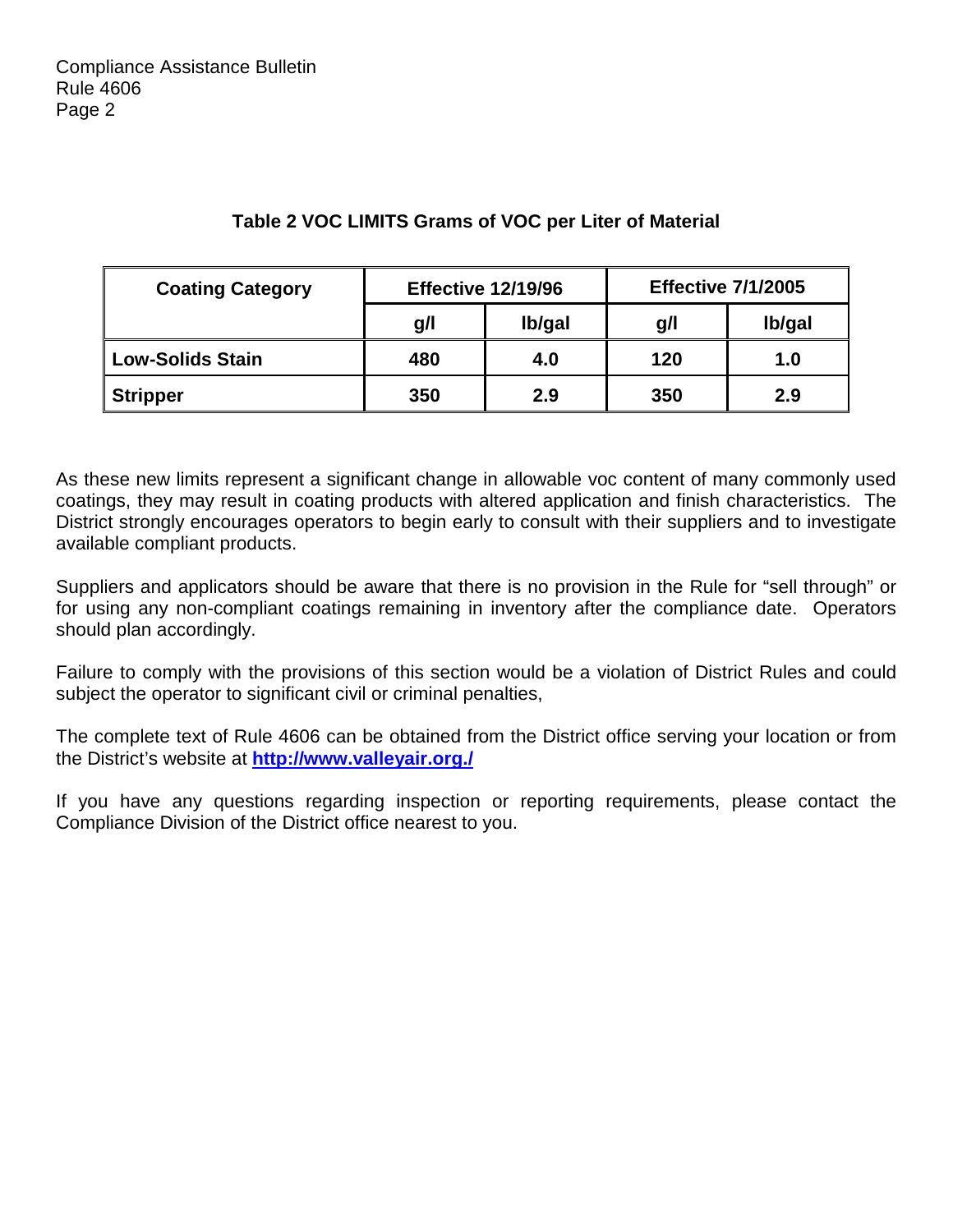**Table 2 VOC LIMITS Grams of VOC per Liter of Material**

| Coating Category | Effective 12/19/96 | | Effective 7/1/2005 | |
|---|---|---|---|---|
| | g/l | lb/gal | g/l | lb/gal |
| **Low-Solids Stain** | **480** | **4.0** | **120** | **1.0** |
| **Stripper** | **350** | **2.9** | **350** | **2.9** |

As these new limits represent a significant change in allowable voc content of many commonly used coatings, they may result in coating products with altered application and finish characteristics. The District strongly encourages operators to begin early to consult with their suppliers and to investigate available compliant products.

Suppliers and applicators should be aware that there is no provision in the Rule for "sell through" or for using any non-compliant coatings remaining in inventory after the compliance date. Operators should plan accordingly.

Failure to comply with the provisions of this section would be a violation of District Rules and could subject the operator to significant civil or criminal penalties,

The complete text of Rule 4606 can be obtained from the District office serving your location or from the District's website at **http://www.valleyair.org./**

If you have any questions regarding inspection or reporting requirements, please contact the Compliance Division of the District office nearest to you.